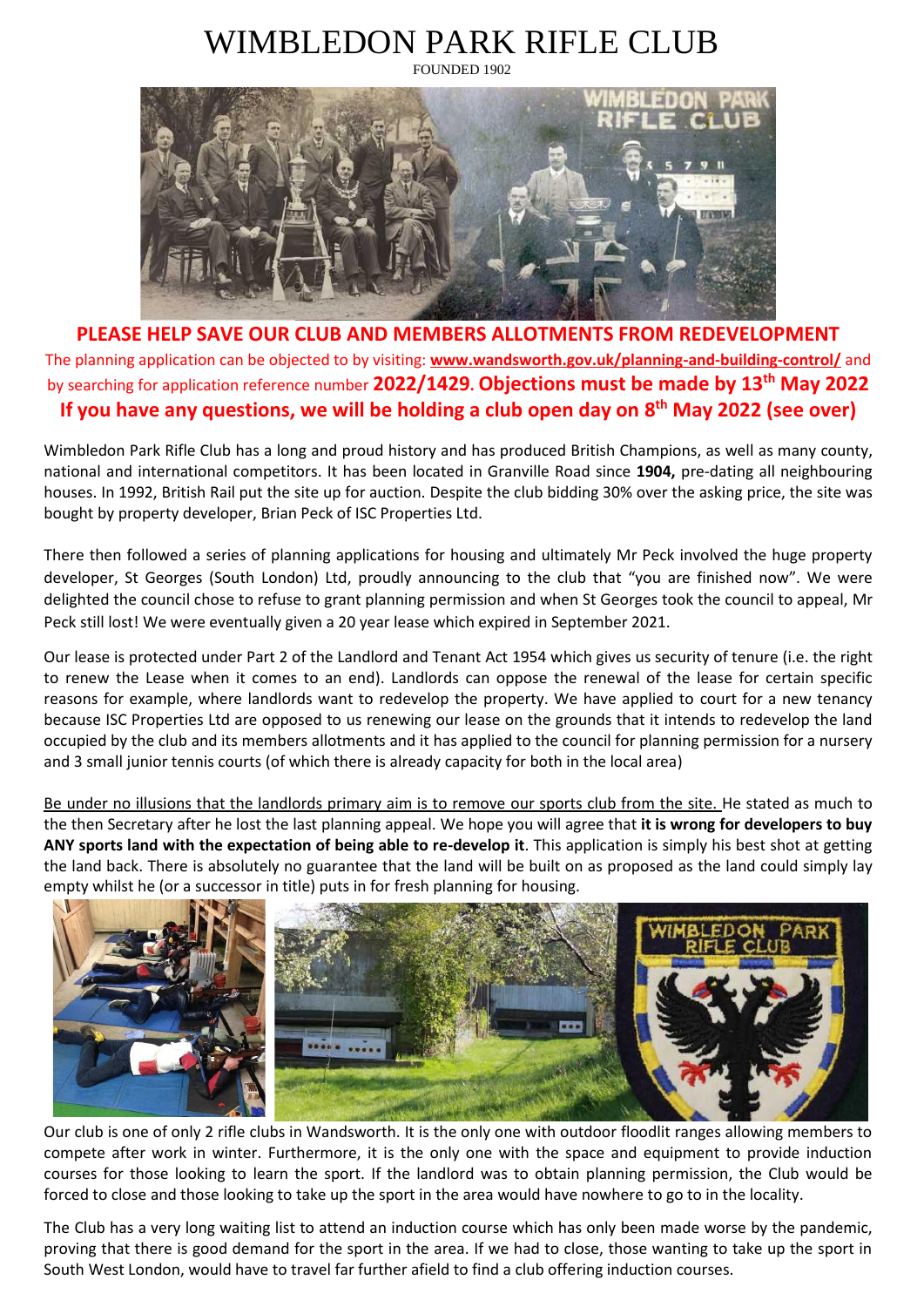# WIMBLEDON PARK RIFLE CLUB

FOUNDED 1902

## PLEASE HELP SAVE OUR CLUB AND MEMBERS ALLOTMENTS FROM REDEVELOPMENT

The planning application can be objected to by visiting: **www.wandsworth.gov.uk/planning-and-building-control/** and by searching for application reference number **2022/1429**. **Objections must be made by 13th May 2022**

**If you have any questions, we will be holding a club open day on 8th May 2022 (see over)**

Wimbledon Park Rifle Club has a long and proud history and has produced British Champions, as well as many county, national and international competitors. It has been located in Granville Road since **1904,** pre-dating all neighbouring houses. In 1992, British Rail put the site up for auction. Despite the club bidding 30% over the asking price, the site was bought by property developer, Brian Peck of ISC Properties Ltd.

There then followed a series of planning applications for housing and ultimately Mr Peck involved the huge property developer, St Georges (South London) Ltd, proudly announcing to the club that "you are finished now". We were delighted the council chose to refuse to grant planning permission and when St Georges took the council to appeal, Mr Peck still lost! We were eventually given a 20 year lease which expired in September 2021.

Our lease is protected under Part 2 of the Landlord and Tenant Act 1954 which gives us security of tenure (i.e. the right to renew the Lease when it comes to an end). Landlords can oppose the renewal of the lease for certain specific reasons for example, where landlords want to redevelop the property. We have applied to court for a new tenancy because ISC Properties Ltd are opposed to us renewing our lease on the grounds that it intends to redevelop the land occupied by the club and its members allotments and it has applied to the council for planning permission for a nursery and 3 small junior tennis courts (of which there is already capacity for both in the local area)

Be under no illusions that the landlords primary aim is to remove our sports club from the site. He stated as much to the then Secretary after he lost the last planning appeal. We hope you will agree that **it is wrong for developers to buy ANY sports land with the expectation of being able to re-develop it**. This application is simply his best shot at getting the land back. There is absolutely no guarantee that the land will be built on as proposed as the land could simply lay empty whilst he (or a successor in title) puts in for fresh planning for housing.

Our club is one of only 2 rifle clubs in Wandsworth. It is the only one with outdoor floodlit ranges allowing members to compete after work in winter. Furthermore, it is the only one with the space and equipment to provide induction courses for those looking to learn the sport. If the landlord was to obtain planning permission, the Club would be forced to close and those looking to take up the sport in the area would have nowhere to go to in the locality.

The Club has a very long waiting list to attend an induction course which has only been made worse by the pandemic, proving that there is good demand for the sport in the area. If we had to close, those wanting to take up the sport in South West London, would have to travel far further afield to find a club offering induction courses.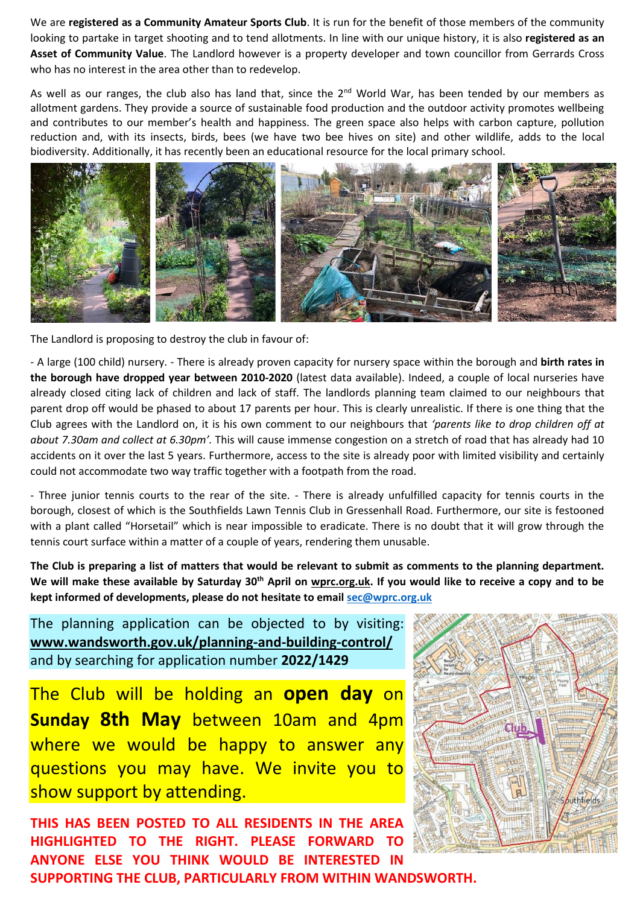We are **registered as a Community Amateur Sports Club**. It is run for the benefit of those members of the community looking to partake in target shooting and to tend allotments. In line with our unique history, it is also **registered as an Asset of Community Value**. The Landlord however is a property developer and town councillor from Gerrards Cross who has no interest in the area other than to redevelop.

As well as our ranges, the club also has land that, since the 2nd World War, has been tended by our members as allotment gardens. They provide a source of sustainable food production and the outdoor activity promotes wellbeing and contributes to our member's health and happiness. The green space also helps with carbon capture, pollution reduction and, with its insects, birds, bees (we have two bee hives on site) and other wildlife, adds to the local biodiversity. Additionally, it has recently been an educational resource for the local primary school.

The Landlord is proposing to destroy the club in favour of:

- A large (100 child) nursery. - There is already proven capacity for nursery space within the borough and **birth rates in the borough have dropped year between 2010-2020** (latest data available). Indeed, a couple of local nurseries have already closed citing lack of children and lack of staff. The landlords planning team claimed to our neighbours that parent drop off would be phased to about 17 parents per hour. This is clearly unrealistic. If there is one thing that the Club agrees with the Landlord on, it is his own comment to our neighbours that *'parents like to drop children off at about 7.30am and collect at 6.30pm'*. This will cause immense congestion on a stretch of road that has already had 10 accidents on it over the last 5 years. Furthermore, access to the site is already poor with limited visibility and certainly could not accommodate two way traffic together with a footpath from the road.

- Three junior tennis courts to the rear of the site. - There is already unfulfilled capacity for tennis courts in the borough, closest of which is the Southfields Lawn Tennis Club in Gressenhall Road. Furthermore, our site is festooned with a plant called "Horsetail" which is near impossible to eradicate. There is no doubt that it will grow through the tennis court surface within a matter of a couple of years, rendering them unusable.

**The Club is preparing a list of matters that would be relevant to submit as comments to the planning department. We will make these available by Saturday 30th April on wprc.org.uk. If you would like to receive a copy and to be kept informed of developments, please do not hesitate to email sec@wprc.org.uk**

The planning application can be objected to by visiting: **www.wandsworth.gov.uk/planning-and-building-control/** and by searching for application number **2022/1429**

The Club will be holding an **open day** on **Sunday 8th May** between 10am and 4pm where we would be happy to answer any questions you may have. We invite you to show support by attending.

Club

Southfields

**THIS HAS BEEN POSTED TO ALL RESIDENTS IN THE AREA HIGHLIGHTED TO THE RIGHT. PLEASE FORWARD TO ANYONE ELSE YOU THINK WOULD BE INTERESTED IN SUPPORTING THE CLUB, PARTICULARLY FROM WITHIN WANDSWORTH.**